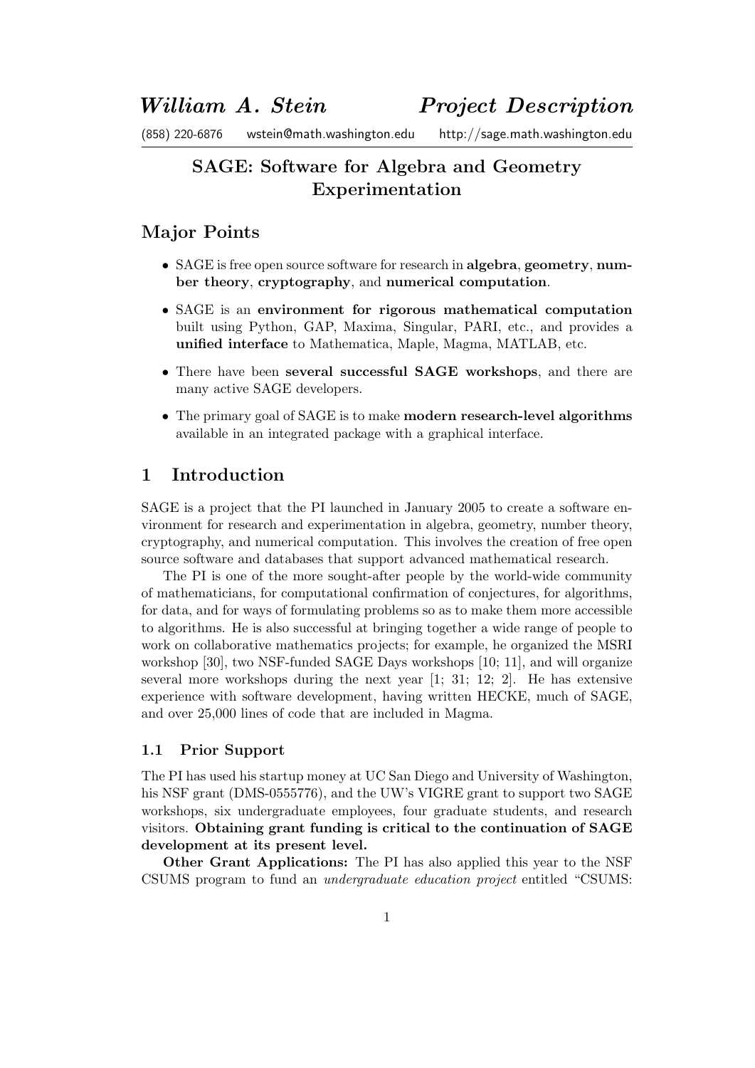# *William A. Stein* *Project Description*

(858) 220-6876 wstein@math.washington.edu http://sage.math.washington.edu

## SAGE: Software for Algebra and Geometry Experimentation

## Major Points

- SAGE is free open source software for research in **algebra**, **geometry**, **number theory**, **cryptography**, and **numerical computation**.
- SAGE is an **environment for rigorous mathematical computation** built using Python, GAP, Maxima, Singular, PARI, etc., and provides a **unified interface** to Mathematica, Maple, Magma, MATLAB, etc.
- There have been **several successful SAGE workshops**, and there are many active SAGE developers.
- The primary goal of SAGE is to make **modern research-level algorithms** available in an integrated package with a graphical interface.

## 1 Introduction

SAGE is a project that the PI launched in January 2005 to create a software environment for research and experimentation in algebra, geometry, number theory, cryptography, and numerical computation. This involves the creation of free open source software and databases that support advanced mathematical research.

The PI is one of the more sought-after people by the world-wide community of mathematicians, for computational confirmation of conjectures, for algorithms, for data, and for ways of formulating problems so as to make them more accessible to algorithms. He is also successful at bringing together a wide range of people to work on collaborative mathematics projects; for example, he organized the MSRI workshop [30], two NSF-funded SAGE Days workshops [10; 11], and will organize several more workshops during the next year [1; 31; 12; 2]. He has extensive experience with software development, having written HECKE, much of SAGE, and over 25,000 lines of code that are included in Magma.

### 1.1 Prior Support

The PI has used his startup money at UC San Diego and University of Washington, his NSF grant (DMS-0555776), and the UW's VIGRE grant to support two SAGE workshops, six undergraduate employees, four graduate students, and research visitors. **Obtaining grant funding is critical to the continuation of SAGE development at its present level.**

**Other Grant Applications:** The PI has also applied this year to the NSF CSUMS program to fund an *undergraduate education project* entitled "CSUMS: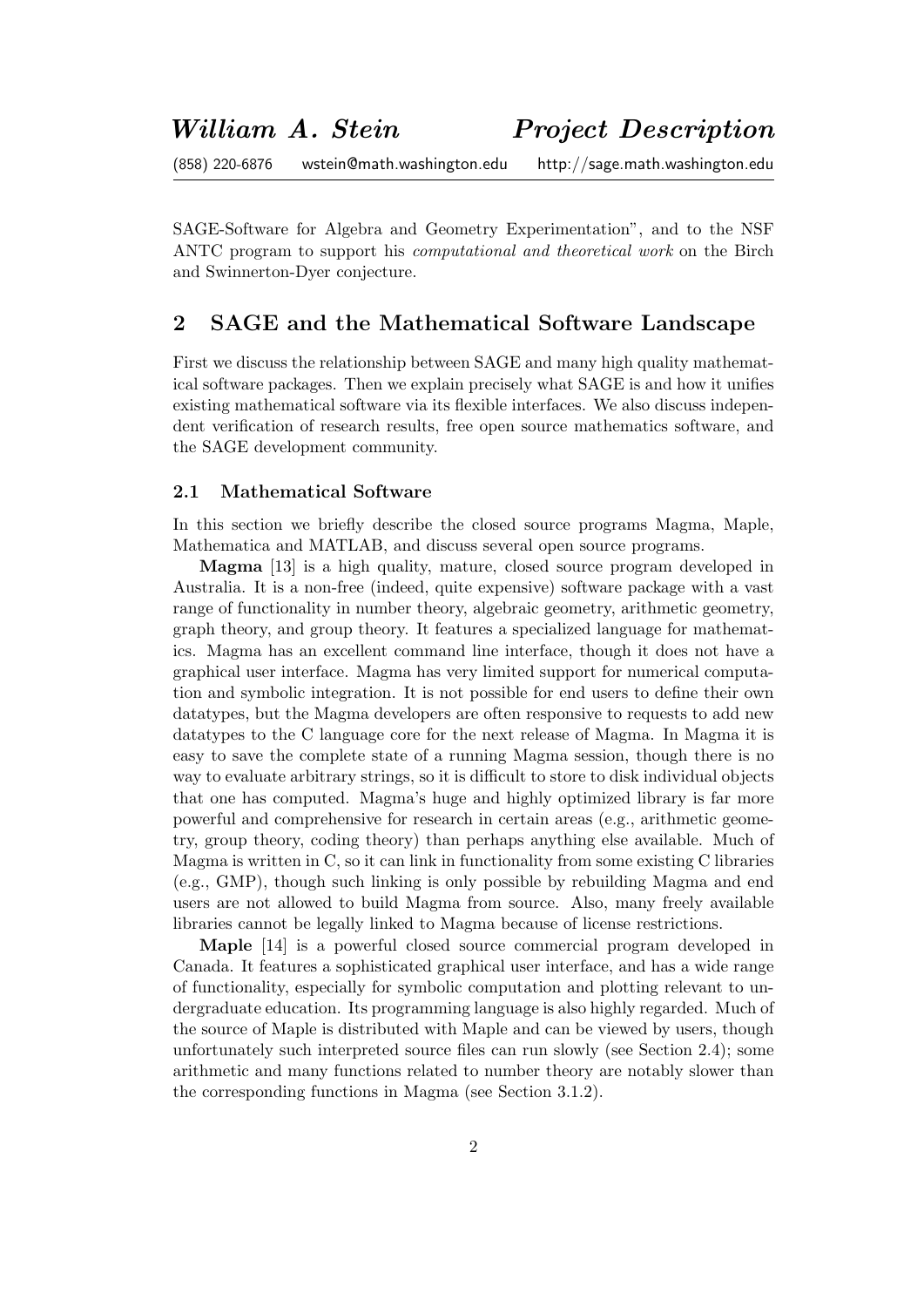SAGE-Software for Algebra and Geometry Experimentation", and to the NSF ANTC program to support his *computational and theoretical work* on the Birch and Swinnerton-Dyer conjecture.

## 2 SAGE and the Mathematical Software Landscape

First we discuss the relationship between SAGE and many high quality mathematical software packages. Then we explain precisely what SAGE is and how it unifies existing mathematical software via its flexible interfaces. We also discuss independent verification of research results, free open source mathematics software, and the SAGE development community.

### 2.1 Mathematical Software

In this section we briefly describe the closed source programs Magma, Maple, Mathematica and MATLAB, and discuss several open source programs.

**Magma** [13] is a high quality, mature, closed source program developed in Australia. It is a non-free (indeed, quite expensive) software package with a vast range of functionality in number theory, algebraic geometry, arithmetic geometry, graph theory, and group theory. It features a specialized language for mathematics. Magma has an excellent command line interface, though it does not have a graphical user interface. Magma has very limited support for numerical computation and symbolic integration. It is not possible for end users to define their own datatypes, but the Magma developers are often responsive to requests to add new datatypes to the C language core for the next release of Magma. In Magma it is easy to save the complete state of a running Magma session, though there is no way to evaluate arbitrary strings, so it is difficult to store to disk individual objects that one has computed. Magma's huge and highly optimized library is far more powerful and comprehensive for research in certain areas (e.g., arithmetic geometry, group theory, coding theory) than perhaps anything else available. Much of Magma is written in C, so it can link in functionality from some existing C libraries (e.g., GMP), though such linking is only possible by rebuilding Magma and end users are not allowed to build Magma from source. Also, many freely available libraries cannot be legally linked to Magma because of license restrictions.

**Maple** [14] is a powerful closed source commercial program developed in Canada. It features a sophisticated graphical user interface, and has a wide range of functionality, especially for symbolic computation and plotting relevant to undergraduate education. Its programming language is also highly regarded. Much of the source of Maple is distributed with Maple and can be viewed by users, though unfortunately such interpreted source files can run slowly (see Section 2.4); some arithmetic and many functions related to number theory are notably slower than the corresponding functions in Magma (see Section 3.1.2).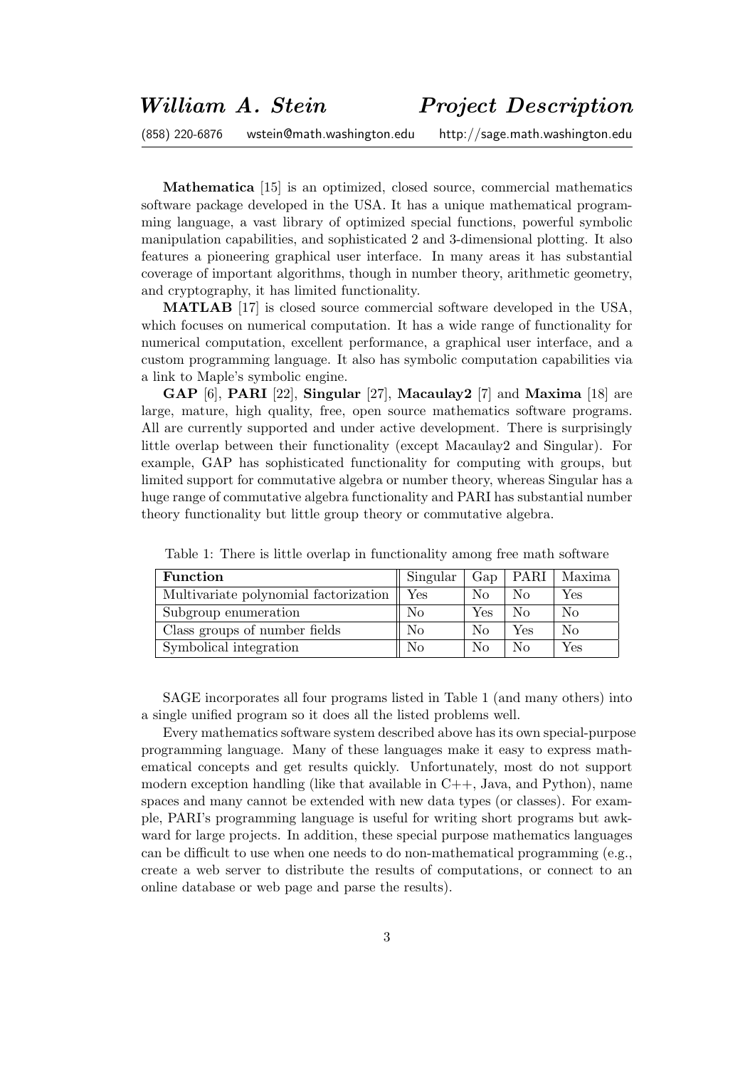**Mathematica** [15] is an optimized, closed source, commercial mathematics software package developed in the USA. It has a unique mathematical programming language, a vast library of optimized special functions, powerful symbolic manipulation capabilities, and sophisticated 2 and 3-dimensional plotting. It also features a pioneering graphical user interface. In many areas it has substantial coverage of important algorithms, though in number theory, arithmetic geometry, and cryptography, it has limited functionality.

**MATLAB** [17] is closed source commercial software developed in the USA, which focuses on numerical computation. It has a wide range of functionality for numerical computation, excellent performance, a graphical user interface, and a custom programming language. It also has symbolic computation capabilities via a link to Maple's symbolic engine.

**GAP** [6], **PARI** [22], **Singular** [27], **Macaulay2** [7] and **Maxima** [18] are large, mature, high quality, free, open source mathematics software programs. All are currently supported and under active development. There is surprisingly little overlap between their functionality (except Macaulay2 and Singular). For example, GAP has sophisticated functionality for computing with groups, but limited support for commutative algebra or number theory, whereas Singular has a huge range of commutative algebra functionality and PARI has substantial number theory functionality but little group theory or commutative algebra.

Table 1: There is little overlap in functionality among free math software

| **Function** | Singular | Gap | PARI | Maxima |
|---|---|---|---|---|
| Multivariate polynomial factorization | Yes | No | No | Yes |
| Subgroup enumeration | No | Yes | No | No |
| Class groups of number fields | No | No | Yes | No |
| Symbolical integration | No | No | No | Yes |

SAGE incorporates all four programs listed in Table 1 (and many others) into a single unified program so it does all the listed problems well.

Every mathematics software system described above has its own special-purpose programming language. Many of these languages make it easy to express mathematical concepts and get results quickly. Unfortunately, most do not support modern exception handling (like that available in C++, Java, and Python), name spaces and many cannot be extended with new data types (or classes). For example, PARI's programming language is useful for writing short programs but awkward for large projects. In addition, these special purpose mathematics languages can be difficult to use when one needs to do non-mathematical programming (e.g., create a web server to distribute the results of computations, or connect to an online database or web page and parse the results).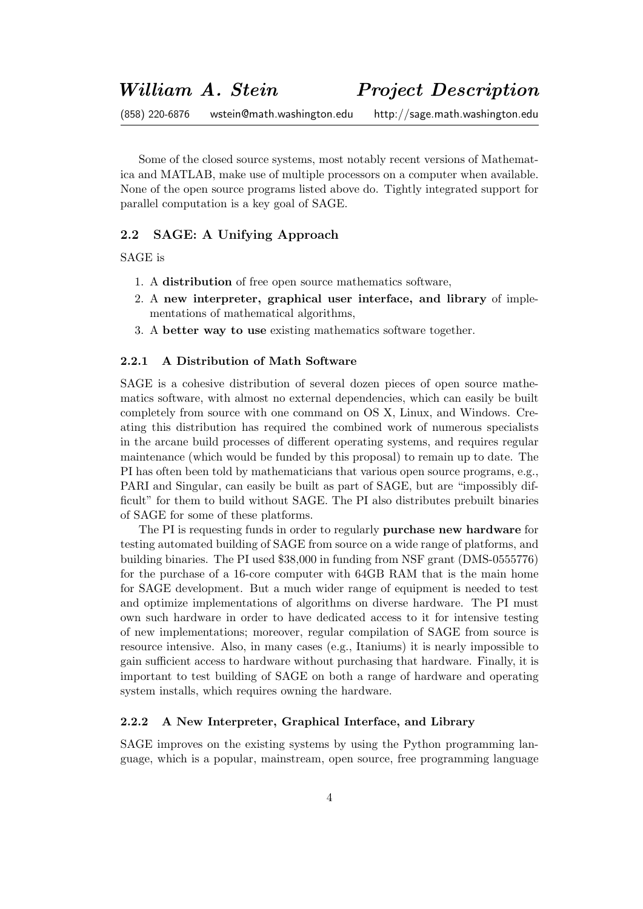Some of the closed source systems, most notably recent versions of Mathematica and MATLAB, make use of multiple processors on a computer when available. None of the open source programs listed above do. Tightly integrated support for parallel computation is a key goal of SAGE.

### 2.2 SAGE: A Unifying Approach

SAGE is

1. A **distribution** of free open source mathematics software,
2. A **new interpreter, graphical user interface, and library** of implementations of mathematical algorithms,
3. A **better way to use** existing mathematics software together.

#### 2.2.1 A Distribution of Math Software

SAGE is a cohesive distribution of several dozen pieces of open source mathematics software, with almost no external dependencies, which can easily be built completely from source with one command on OS X, Linux, and Windows. Creating this distribution has required the combined work of numerous specialists in the arcane build processes of different operating systems, and requires regular maintenance (which would be funded by this proposal) to remain up to date. The PI has often been told by mathematicians that various open source programs, e.g., PARI and Singular, can easily be built as part of SAGE, but are "impossibly difficult" for them to build without SAGE. The PI also distributes prebuilt binaries of SAGE for some of these platforms.

The PI is requesting funds in order to regularly **purchase new hardware** for testing automated building of SAGE from source on a wide range of platforms, and building binaries. The PI used $38,000 in funding from NSF grant (DMS-0555776) for the purchase of a 16-core computer with 64GB RAM that is the main home for SAGE development. But a much wider range of equipment is needed to test and optimize implementations of algorithms on diverse hardware. The PI must own such hardware in order to have dedicated access to it for intensive testing of new implementations; moreover, regular compilation of SAGE from source is resource intensive. Also, in many cases (e.g., Itaniums) it is nearly impossible to gain sufficient access to hardware without purchasing that hardware. Finally, it is important to test building of SAGE on both a range of hardware and operating system installs, which requires owning the hardware.

#### 2.2.2 A New Interpreter, Graphical Interface, and Library

SAGE improves on the existing systems by using the Python programming language, which is a popular, mainstream, open source, free programming language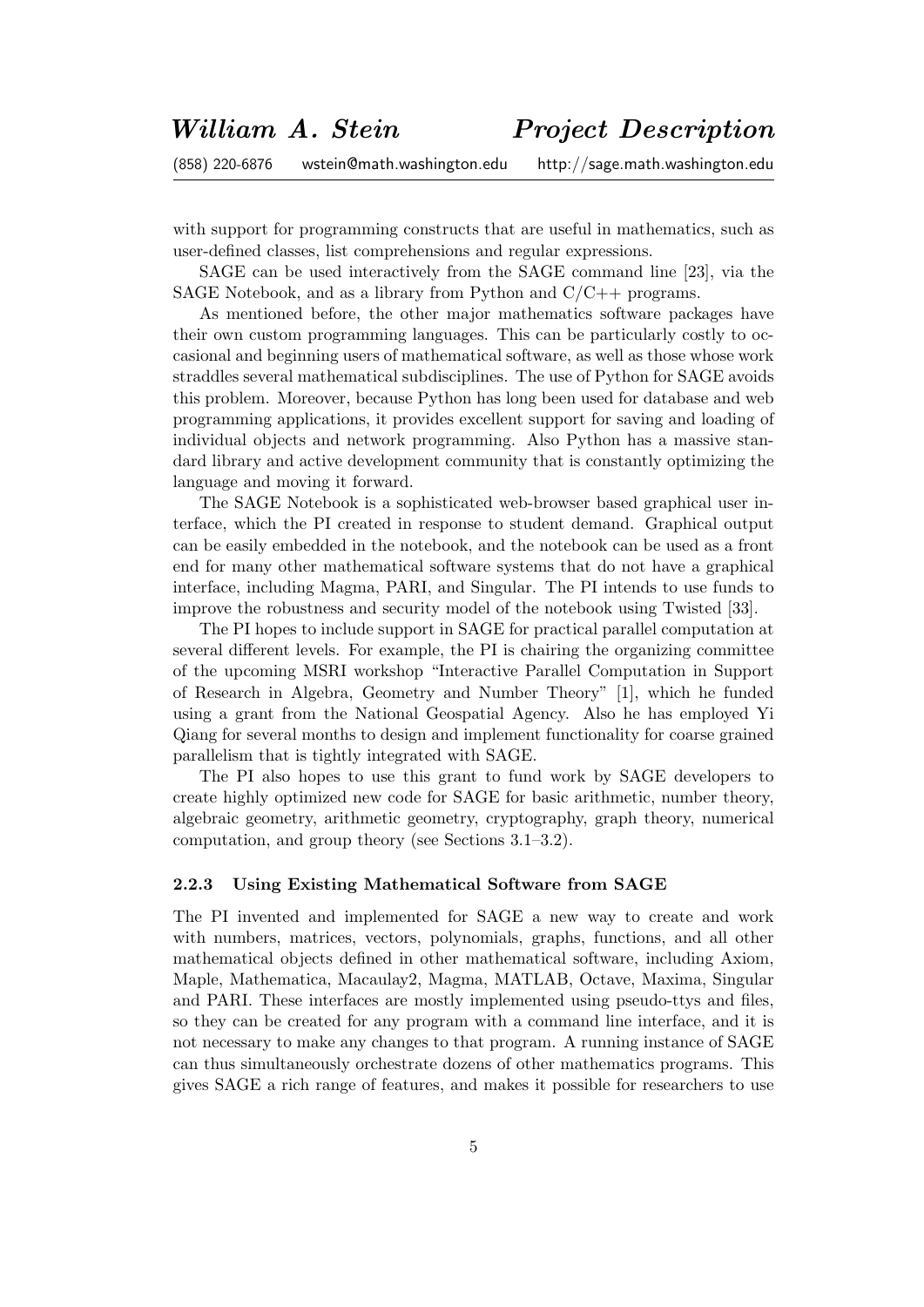with support for programming constructs that are useful in mathematics, such as user-defined classes, list comprehensions and regular expressions.

SAGE can be used interactively from the SAGE command line [23], via the SAGE Notebook, and as a library from Python and C/C++ programs.

As mentioned before, the other major mathematics software packages have their own custom programming languages. This can be particularly costly to occasional and beginning users of mathematical software, as well as those whose work straddles several mathematical subdisciplines. The use of Python for SAGE avoids this problem. Moreover, because Python has long been used for database and web programming applications, it provides excellent support for saving and loading of individual objects and network programming. Also Python has a massive standard library and active development community that is constantly optimizing the language and moving it forward.

The SAGE Notebook is a sophisticated web-browser based graphical user interface, which the PI created in response to student demand. Graphical output can be easily embedded in the notebook, and the notebook can be used as a front end for many other mathematical software systems that do not have a graphical interface, including Magma, PARI, and Singular. The PI intends to use funds to improve the robustness and security model of the notebook using Twisted [33].

The PI hopes to include support in SAGE for practical parallel computation at several different levels. For example, the PI is chairing the organizing committee of the upcoming MSRI workshop "Interactive Parallel Computation in Support of Research in Algebra, Geometry and Number Theory" [1], which he funded using a grant from the National Geospatial Agency. Also he has employed Yi Qiang for several months to design and implement functionality for coarse grained parallelism that is tightly integrated with SAGE.

The PI also hopes to use this grant to fund work by SAGE developers to create highly optimized new code for SAGE for basic arithmetic, number theory, algebraic geometry, arithmetic geometry, cryptography, graph theory, numerical computation, and group theory (see Sections 3.1–3.2).

### 2.2.3 Using Existing Mathematical Software from SAGE

The PI invented and implemented for SAGE a new way to create and work with numbers, matrices, vectors, polynomials, graphs, functions, and all other mathematical objects defined in other mathematical software, including Axiom, Maple, Mathematica, Macaulay2, Magma, MATLAB, Octave, Maxima, Singular and PARI. These interfaces are mostly implemented using pseudo-ttys and files, so they can be created for any program with a command line interface, and it is not necessary to make any changes to that program. A running instance of SAGE can thus simultaneously orchestrate dozens of other mathematics programs. This gives SAGE a rich range of features, and makes it possible for researchers to use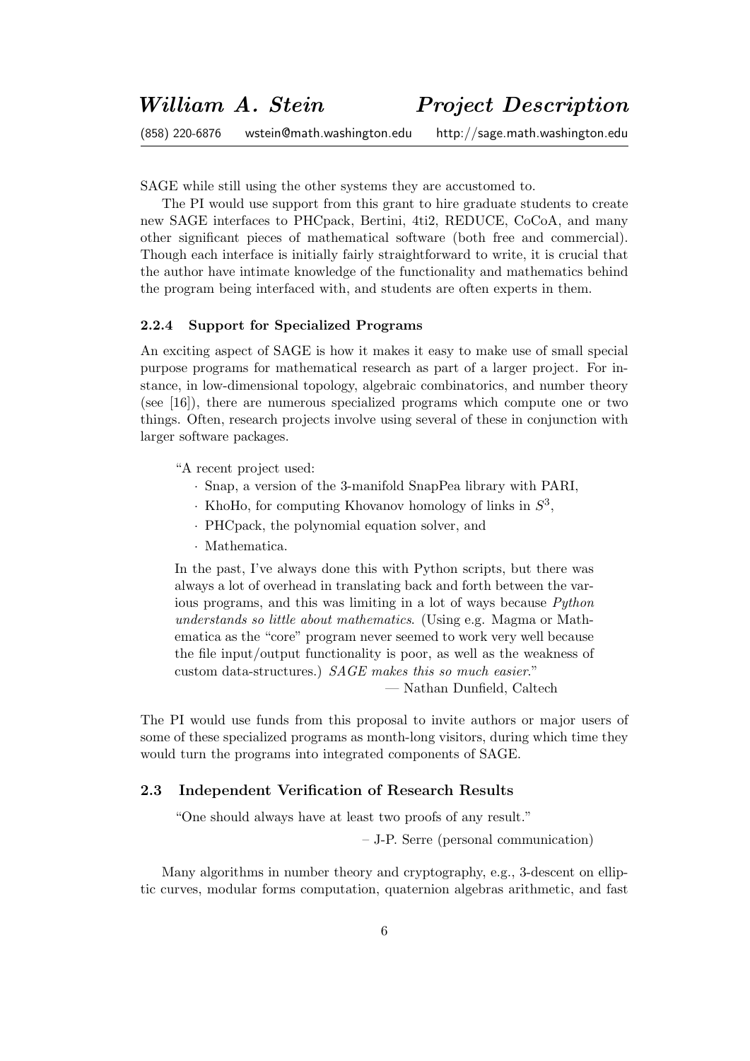SAGE while still using the other systems they are accustomed to.

The PI would use support from this grant to hire graduate students to create new SAGE interfaces to PHCpack, Bertini, 4ti2, REDUCE, CoCoA, and many other significant pieces of mathematical software (both free and commercial). Though each interface is initially fairly straightforward to write, it is crucial that the author have intimate knowledge of the functionality and mathematics behind the program being interfaced with, and students are often experts in them.

#### 2.2.4 Support for Specialized Programs

An exciting aspect of SAGE is how it makes it easy to make use of small special purpose programs for mathematical research as part of a larger project. For instance, in low-dimensional topology, algebraic combinatorics, and number theory (see [16]), there are numerous specialized programs which compute one or two things. Often, research projects involve using several of these in conjunction with larger software packages.

> "A recent project used:
>
> - Snap, a version of the 3-manifold SnapPea library with PARI,
> - KhoHo, for computing Khovanov homology of links in $S^3$,
> - PHCpack, the polynomial equation solver, and
> - Mathematica.
>
> In the past, I've always done this with Python scripts, but there was always a lot of overhead in translating back and forth between the various programs, and this was limiting in a lot of ways because *Python understands so little about mathematics*. (Using e.g. Magma or Mathematica as the "core" program never seemed to work very well because the file input/output functionality is poor, as well as the weakness of custom data-structures.) *SAGE makes this so much easier*."
>
> — Nathan Dunfield, Caltech

The PI would use funds from this proposal to invite authors or major users of some of these specialized programs as month-long visitors, during which time they would turn the programs into integrated components of SAGE.

### 2.3 Independent Verification of Research Results

> "One should always have at least two proofs of any result."
>
> – J-P. Serre (personal communication)

Many algorithms in number theory and cryptography, e.g., 3-descent on elliptic curves, modular forms computation, quaternion algebras arithmetic, and fast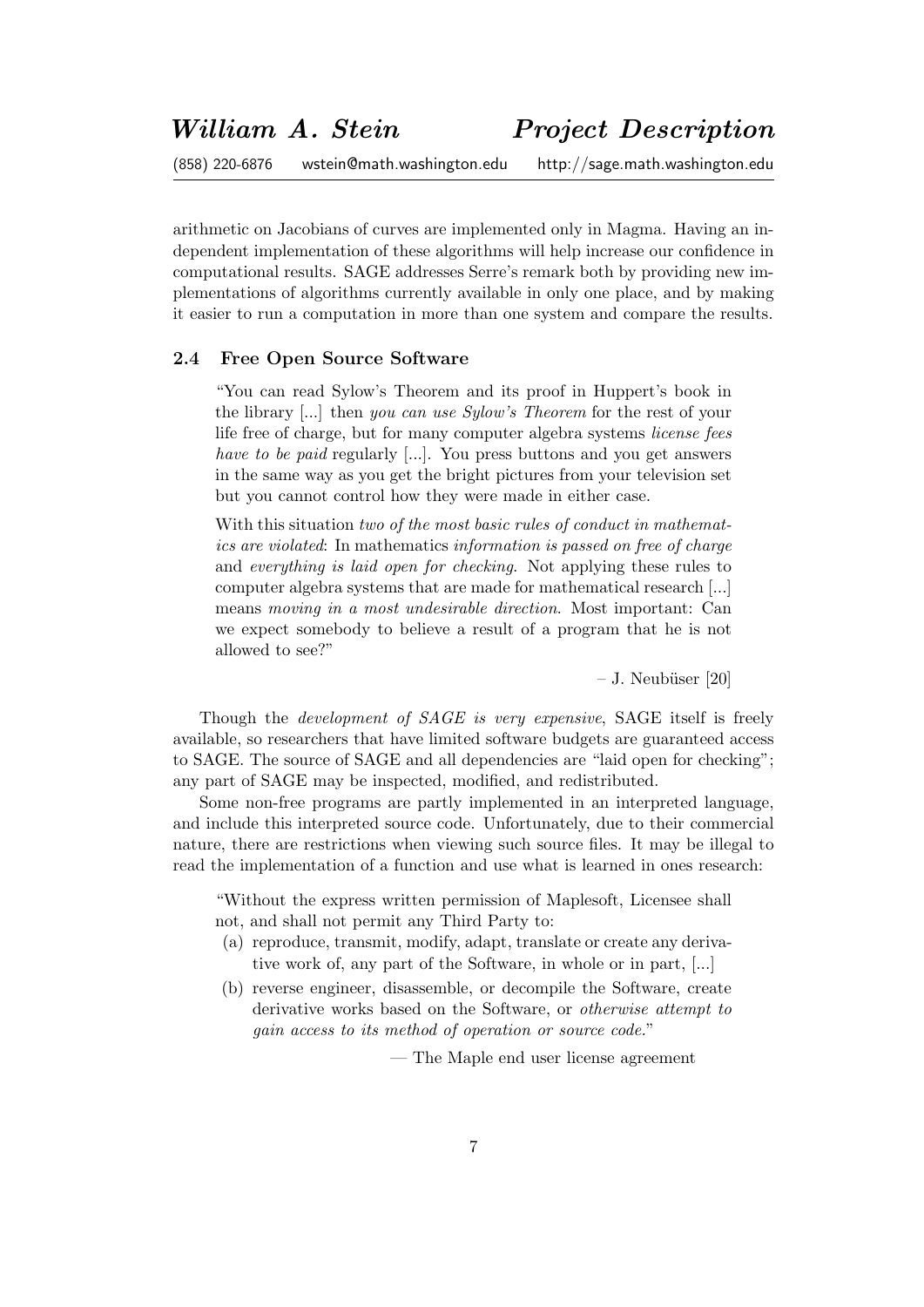arithmetic on Jacobians of curves are implemented only in Magma. Having an independent implementation of these algorithms will help increase our confidence in computational results. SAGE addresses Serre's remark both by providing new implementations of algorithms currently available in only one place, and by making it easier to run a computation in more than one system and compare the results.

### 2.4 Free Open Source Software

> "You can read Sylow's Theorem and its proof in Huppert's book in the library [...] then *you can use Sylow's Theorem* for the rest of your life free of charge, but for many computer algebra systems *license fees have to be paid* regularly [...]. You press buttons and you get answers in the same way as you get the bright pictures from your television set but you cannot control how they were made in either case.
>
> With this situation *two of the most basic rules of conduct in mathematics are violated*: In mathematics *information is passed on free of charge* and *everything is laid open for checking*. Not applying these rules to computer algebra systems that are made for mathematical research [...] means *moving in a most undesirable direction*. Most important: Can we expect somebody to believe a result of a program that he is not allowed to see?"
>
> – J. Neubüser [20]

Though the *development of SAGE is very expensive*, SAGE itself is freely available, so researchers that have limited software budgets are guaranteed access to SAGE. The source of SAGE and all dependencies are "laid open for checking"; any part of SAGE may be inspected, modified, and redistributed.

Some non-free programs are partly implemented in an interpreted language, and include this interpreted source code. Unfortunately, due to their commercial nature, there are restrictions when viewing such source files. It may be illegal to read the implementation of a function and use what is learned in ones research:

> "Without the express written permission of Maplesoft, Licensee shall not, and shall not permit any Third Party to:
>
> (a) reproduce, transmit, modify, adapt, translate or create any derivative work of, any part of the Software, in whole or in part, [...]
>
> (b) reverse engineer, disassemble, or decompile the Software, create derivative works based on the Software, or *otherwise attempt to gain access to its method of operation or source code*."
>
> — The Maple end user license agreement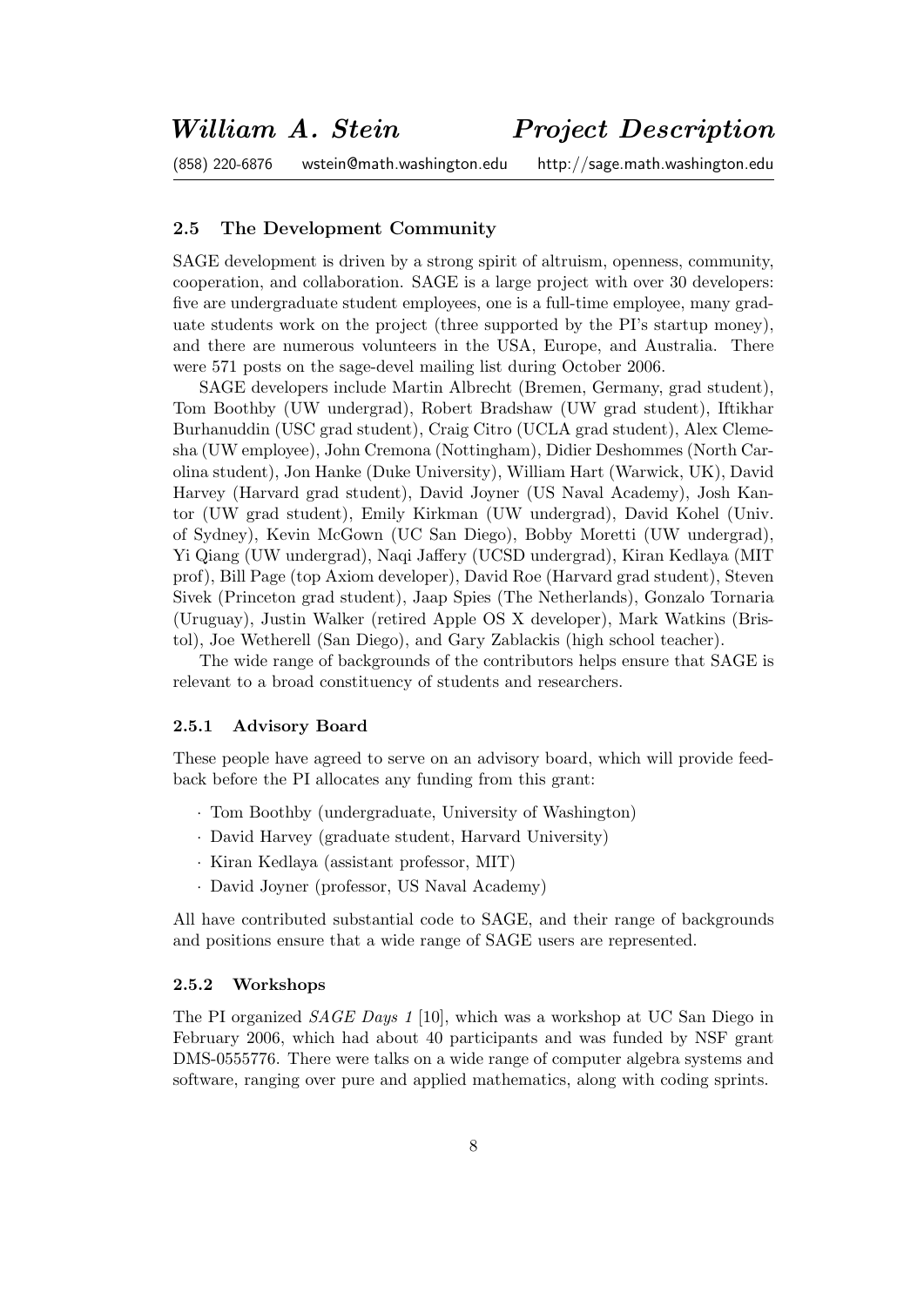### 2.5 The Development Community

SAGE development is driven by a strong spirit of altruism, openness, community, cooperation, and collaboration. SAGE is a large project with over 30 developers: five are undergraduate student employees, one is a full-time employee, many graduate students work on the project (three supported by the PI's startup money), and there are numerous volunteers in the USA, Europe, and Australia. There were 571 posts on the sage-devel mailing list during October 2006.

SAGE developers include Martin Albrecht (Bremen, Germany, grad student), Tom Boothby (UW undergrad), Robert Bradshaw (UW grad student), Iftikhar Burhanuddin (USC grad student), Craig Citro (UCLA grad student), Alex Clemesha (UW employee), John Cremona (Nottingham), Didier Deshommes (North Carolina student), Jon Hanke (Duke University), William Hart (Warwick, UK), David Harvey (Harvard grad student), David Joyner (US Naval Academy), Josh Kantor (UW grad student), Emily Kirkman (UW undergrad), David Kohel (Univ. of Sydney), Kevin McGown (UC San Diego), Bobby Moretti (UW undergrad), Yi Qiang (UW undergrad), Naqi Jaffery (UCSD undergrad), Kiran Kedlaya (MIT prof), Bill Page (top Axiom developer), David Roe (Harvard grad student), Steven Sivek (Princeton grad student), Jaap Spies (The Netherlands), Gonzalo Tornaria (Uruguay), Justin Walker (retired Apple OS X developer), Mark Watkins (Bristol), Joe Wetherell (San Diego), and Gary Zablackis (high school teacher).

The wide range of backgrounds of the contributors helps ensure that SAGE is relevant to a broad constituency of students and researchers.

#### 2.5.1 Advisory Board

These people have agreed to serve on an advisory board, which will provide feedback before the PI allocates any funding from this grant:

- Tom Boothby (undergraduate, University of Washington)
- David Harvey (graduate student, Harvard University)
- Kiran Kedlaya (assistant professor, MIT)
- David Joyner (professor, US Naval Academy)

All have contributed substantial code to SAGE, and their range of backgrounds and positions ensure that a wide range of SAGE users are represented.

#### 2.5.2 Workshops

The PI organized *SAGE Days 1* [10], which was a workshop at UC San Diego in February 2006, which had about 40 participants and was funded by NSF grant DMS-0555776. There were talks on a wide range of computer algebra systems and software, ranging over pure and applied mathematics, along with coding sprints.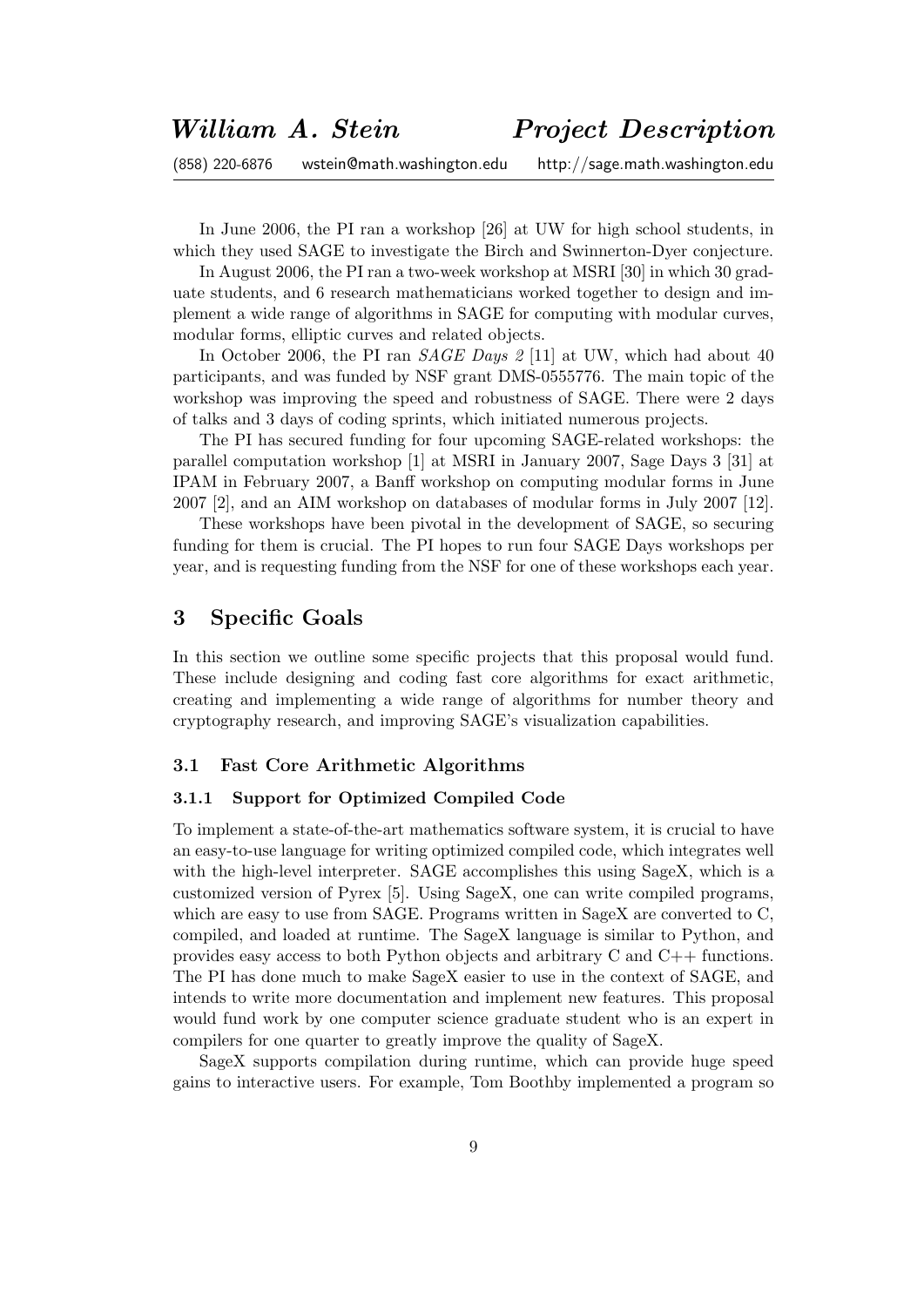In June 2006, the PI ran a workshop [26] at UW for high school students, in which they used SAGE to investigate the Birch and Swinnerton-Dyer conjecture.

In August 2006, the PI ran a two-week workshop at MSRI [30] in which 30 graduate students, and 6 research mathematicians worked together to design and implement a wide range of algorithms in SAGE for computing with modular curves, modular forms, elliptic curves and related objects.

In October 2006, the PI ran *SAGE Days 2* [11] at UW, which had about 40 participants, and was funded by NSF grant DMS-0555776. The main topic of the workshop was improving the speed and robustness of SAGE. There were 2 days of talks and 3 days of coding sprints, which initiated numerous projects.

The PI has secured funding for four upcoming SAGE-related workshops: the parallel computation workshop [1] at MSRI in January 2007, Sage Days 3 [31] at IPAM in February 2007, a Banff workshop on computing modular forms in June 2007 [2], and an AIM workshop on databases of modular forms in July 2007 [12].

These workshops have been pivotal in the development of SAGE, so securing funding for them is crucial. The PI hopes to run four SAGE Days workshops per year, and is requesting funding from the NSF for one of these workshops each year.

## 3 Specific Goals

In this section we outline some specific projects that this proposal would fund. These include designing and coding fast core algorithms for exact arithmetic, creating and implementing a wide range of algorithms for number theory and cryptography research, and improving SAGE's visualization capabilities.

### 3.1 Fast Core Arithmetic Algorithms

#### 3.1.1 Support for Optimized Compiled Code

To implement a state-of-the-art mathematics software system, it is crucial to have an easy-to-use language for writing optimized compiled code, which integrates well with the high-level interpreter. SAGE accomplishes this using SageX, which is a customized version of Pyrex [5]. Using SageX, one can write compiled programs, which are easy to use from SAGE. Programs written in SageX are converted to C, compiled, and loaded at runtime. The SageX language is similar to Python, and provides easy access to both Python objects and arbitrary C and C++ functions. The PI has done much to make SageX easier to use in the context of SAGE, and intends to write more documentation and implement new features. This proposal would fund work by one computer science graduate student who is an expert in compilers for one quarter to greatly improve the quality of SageX.

SageX supports compilation during runtime, which can provide huge speed gains to interactive users. For example, Tom Boothby implemented a program so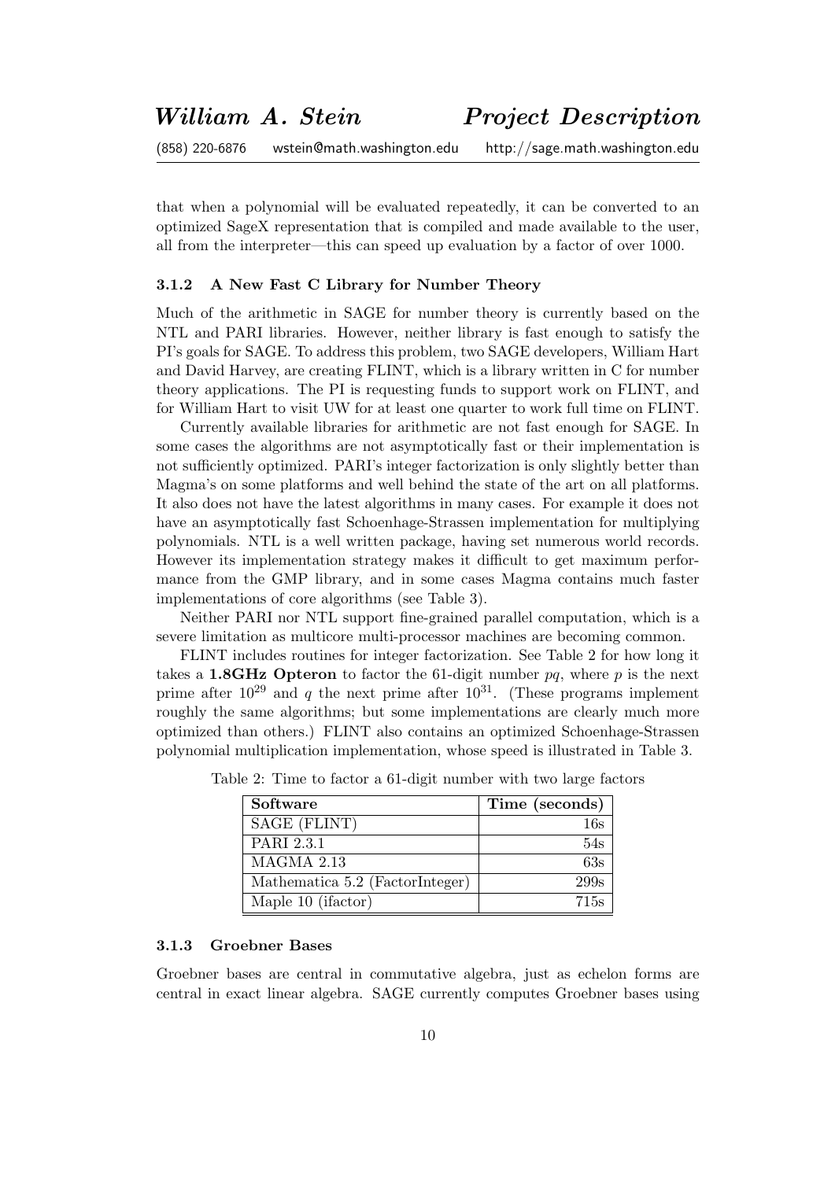that when a polynomial will be evaluated repeatedly, it can be converted to an optimized SageX representation that is compiled and made available to the user, all from the interpreter—this can speed up evaluation by a factor of over 1000.

### 3.1.2 A New Fast C Library for Number Theory

Much of the arithmetic in SAGE for number theory is currently based on the NTL and PARI libraries. However, neither library is fast enough to satisfy the PI's goals for SAGE. To address this problem, two SAGE developers, William Hart and David Harvey, are creating FLINT, which is a library written in C for number theory applications. The PI is requesting funds to support work on FLINT, and for William Hart to visit UW for at least one quarter to work full time on FLINT.

Currently available libraries for arithmetic are not fast enough for SAGE. In some cases the algorithms are not asymptotically fast or their implementation is not sufficiently optimized. PARI's integer factorization is only slightly better than Magma's on some platforms and well behind the state of the art on all platforms. It also does not have the latest algorithms in many cases. For example it does not have an asymptotically fast Schoenhage-Strassen implementation for multiplying polynomials. NTL is a well written package, having set numerous world records. However its implementation strategy makes it difficult to get maximum performance from the GMP library, and in some cases Magma contains much faster implementations of core algorithms (see Table 3).

Neither PARI nor NTL support fine-grained parallel computation, which is a severe limitation as multicore multi-processor machines are becoming common.

FLINT includes routines for integer factorization. See Table 2 for how long it takes a **1.8GHz Opteron** to factor the 61-digit number $pq$, where $p$ is the next prime after $10^{29}$ and $q$ the next prime after $10^{31}$. (These programs implement roughly the same algorithms; but some implementations are clearly much more optimized than others.) FLINT also contains an optimized Schoenhage-Strassen polynomial multiplication implementation, whose speed is illustrated in Table 3.

Table 2: Time to factor a 61-digit number with two large factors

| Software | Time (seconds) |
|---|---|
| SAGE (FLINT) | 16s |
| PARI 2.3.1 | 54s |
| MAGMA 2.13 | 63s |
| Mathematica 5.2 (FactorInteger) | 299s |
| Maple 10 (ifactor) | 715s |

### 3.1.3 Groebner Bases

Groebner bases are central in commutative algebra, just as echelon forms are central in exact linear algebra. SAGE currently computes Groebner bases using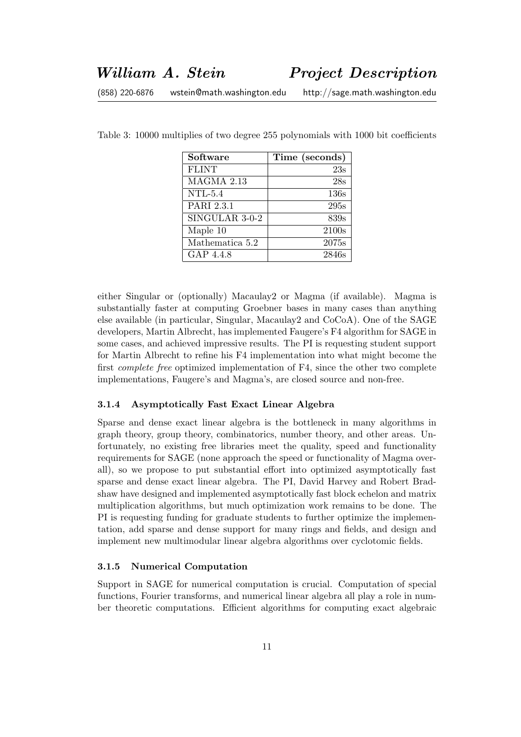Table 3: 10000 multiplies of two degree 255 polynomials with 1000 bit coefficients

| Software | Time (seconds) |
|---|---|
| FLINT | 23s |
| MAGMA 2.13 | 28s |
| NTL-5.4 | 136s |
| PARI 2.3.1 | 295s |
| SINGULAR 3-0-2 | 839s |
| Maple 10 | 2100s |
| Mathematica 5.2 | 2075s |
| GAP 4.4.8 | 2846s |

either Singular or (optionally) Macaulay2 or Magma (if available). Magma is substantially faster at computing Groebner bases in many cases than anything else available (in particular, Singular, Macaulay2 and CoCoA). One of the SAGE developers, Martin Albrecht, has implemented Faugere's F4 algorithm for SAGE in some cases, and achieved impressive results. The PI is requesting student support for Martin Albrecht to refine his F4 implementation into what might become the first *complete free* optimized implementation of F4, since the other two complete implementations, Faugere's and Magma's, are closed source and non-free.

#### 3.1.4 Asymptotically Fast Exact Linear Algebra

Sparse and dense exact linear algebra is the bottleneck in many algorithms in graph theory, group theory, combinatorics, number theory, and other areas. Unfortunately, no existing free libraries meet the quality, speed and functionality requirements for SAGE (none approach the speed or functionality of Magma overall), so we propose to put substantial effort into optimized asymptotically fast sparse and dense exact linear algebra. The PI, David Harvey and Robert Bradshaw have designed and implemented asymptotically fast block echelon and matrix multiplication algorithms, but much optimization work remains to be done. The PI is requesting funding for graduate students to further optimize the implementation, add sparse and dense support for many rings and fields, and design and implement new multimodular linear algebra algorithms over cyclotomic fields.

#### 3.1.5 Numerical Computation

Support in SAGE for numerical computation is crucial. Computation of special functions, Fourier transforms, and numerical linear algebra all play a role in number theoretic computations. Efficient algorithms for computing exact algebraic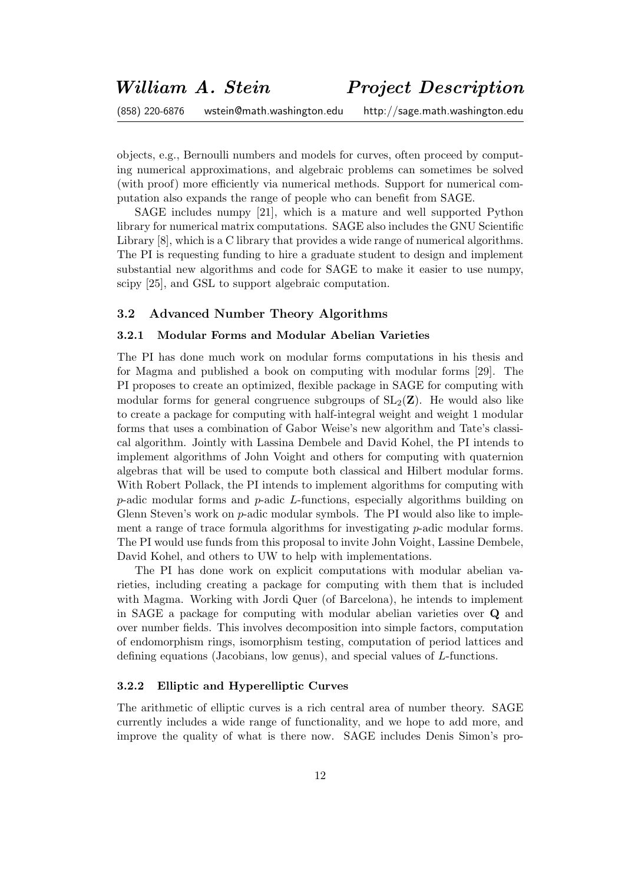objects, e.g., Bernoulli numbers and models for curves, often proceed by computing numerical approximations, and algebraic problems can sometimes be solved (with proof) more efficiently via numerical methods. Support for numerical computation also expands the range of people who can benefit from SAGE.

SAGE includes numpy [21], which is a mature and well supported Python library for numerical matrix computations. SAGE also includes the GNU Scientific Library [8], which is a C library that provides a wide range of numerical algorithms. The PI is requesting funding to hire a graduate student to design and implement substantial new algorithms and code for SAGE to make it easier to use numpy, scipy [25], and GSL to support algebraic computation.

### 3.2 Advanced Number Theory Algorithms

#### 3.2.1 Modular Forms and Modular Abelian Varieties

The PI has done much work on modular forms computations in his thesis and for Magma and published a book on computing with modular forms [29]. The PI proposes to create an optimized, flexible package in SAGE for computing with modular forms for general congruence subgroups of $\mathrm{SL}_2(\mathbf{Z})$. He would also like to create a package for computing with half-integral weight and weight 1 modular forms that uses a combination of Gabor Weise's new algorithm and Tate's classical algorithm. Jointly with Lassina Dembele and David Kohel, the PI intends to implement algorithms of John Voight and others for computing with quaternion algebras that will be used to compute both classical and Hilbert modular forms. With Robert Pollack, the PI intends to implement algorithms for computing with $p$-adic modular forms and $p$-adic $L$-functions, especially algorithms building on Glenn Steven's work on $p$-adic modular symbols. The PI would also like to implement a range of trace formula algorithms for investigating $p$-adic modular forms. The PI would use funds from this proposal to invite John Voight, Lassine Dembele, David Kohel, and others to UW to help with implementations.

The PI has done work on explicit computations with modular abelian varieties, including creating a package for computing with them that is included with Magma. Working with Jordi Quer (of Barcelona), he intends to implement in SAGE a package for computing with modular abelian varieties over $\mathbf{Q}$ and over number fields. This involves decomposition into simple factors, computation of endomorphism rings, isomorphism testing, computation of period lattices and defining equations (Jacobians, low genus), and special values of $L$-functions.

#### 3.2.2 Elliptic and Hyperelliptic Curves

The arithmetic of elliptic curves is a rich central area of number theory. SAGE currently includes a wide range of functionality, and we hope to add more, and improve the quality of what is there now. SAGE includes Denis Simon's pro-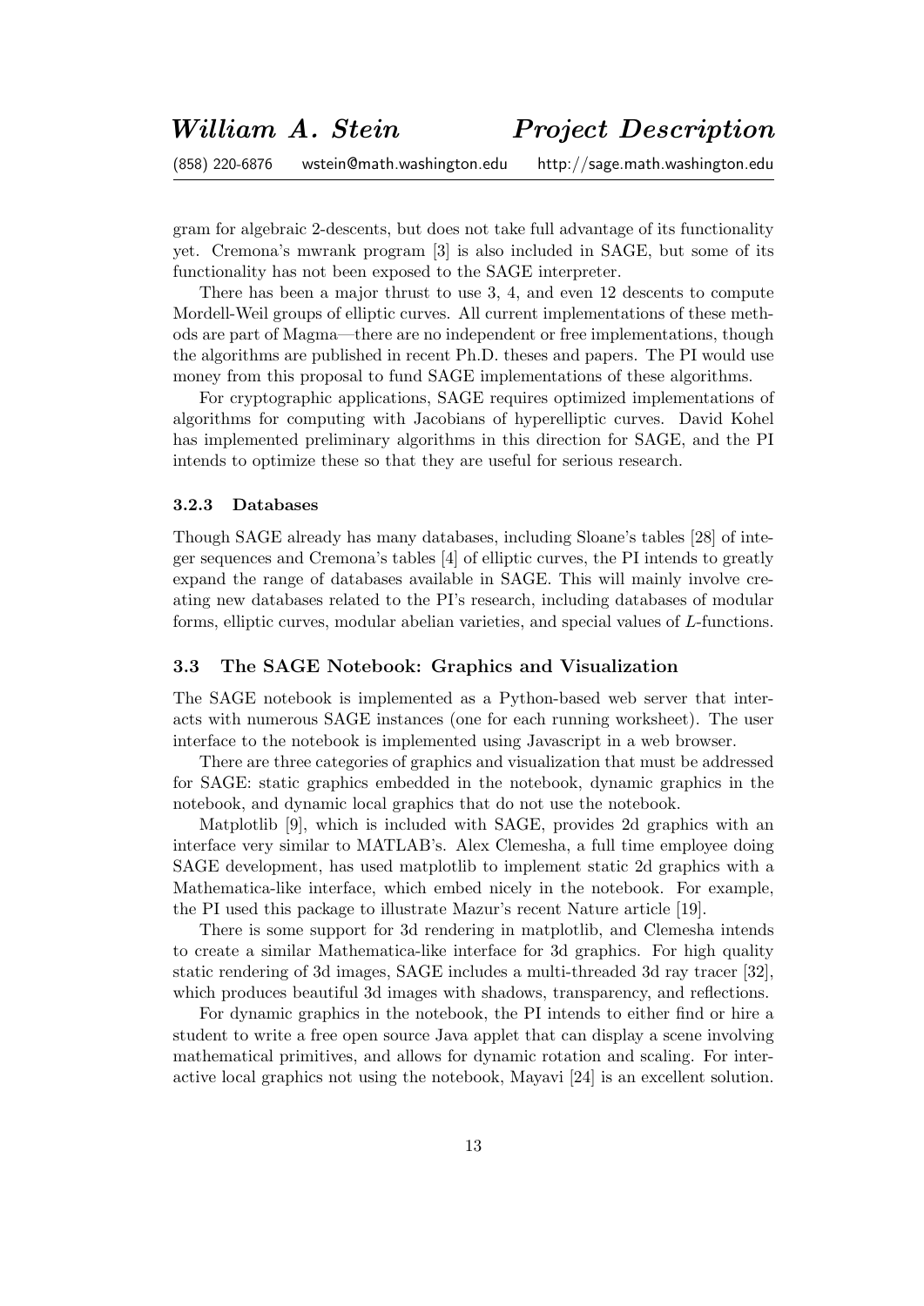gram for algebraic 2-descents, but does not take full advantage of its functionality yet. Cremona's mwrank program [3] is also included in SAGE, but some of its functionality has not been exposed to the SAGE interpreter.

There has been a major thrust to use 3, 4, and even 12 descents to compute Mordell-Weil groups of elliptic curves. All current implementations of these methods are part of Magma—there are no independent or free implementations, though the algorithms are published in recent Ph.D. theses and papers. The PI would use money from this proposal to fund SAGE implementations of these algorithms.

For cryptographic applications, SAGE requires optimized implementations of algorithms for computing with Jacobians of hyperelliptic curves. David Kohel has implemented preliminary algorithms in this direction for SAGE, and the PI intends to optimize these so that they are useful for serious research.

#### 3.2.3 Databases

Though SAGE already has many databases, including Sloane's tables [28] of integer sequences and Cremona's tables [4] of elliptic curves, the PI intends to greatly expand the range of databases available in SAGE. This will mainly involve creating new databases related to the PI's research, including databases of modular forms, elliptic curves, modular abelian varieties, and special values of $L$-functions.

### 3.3 The SAGE Notebook: Graphics and Visualization

The SAGE notebook is implemented as a Python-based web server that interacts with numerous SAGE instances (one for each running worksheet). The user interface to the notebook is implemented using Javascript in a web browser.

There are three categories of graphics and visualization that must be addressed for SAGE: static graphics embedded in the notebook, dynamic graphics in the notebook, and dynamic local graphics that do not use the notebook.

Matplotlib [9], which is included with SAGE, provides 2d graphics with an interface very similar to MATLAB's. Alex Clemesha, a full time employee doing SAGE development, has used matplotlib to implement static 2d graphics with a Mathematica-like interface, which embed nicely in the notebook. For example, the PI used this package to illustrate Mazur's recent Nature article [19].

There is some support for 3d rendering in matplotlib, and Clemesha intends to create a similar Mathematica-like interface for 3d graphics. For high quality static rendering of 3d images, SAGE includes a multi-threaded 3d ray tracer [32], which produces beautiful 3d images with shadows, transparency, and reflections.

For dynamic graphics in the notebook, the PI intends to either find or hire a student to write a free open source Java applet that can display a scene involving mathematical primitives, and allows for dynamic rotation and scaling. For interactive local graphics not using the notebook, Mayavi [24] is an excellent solution.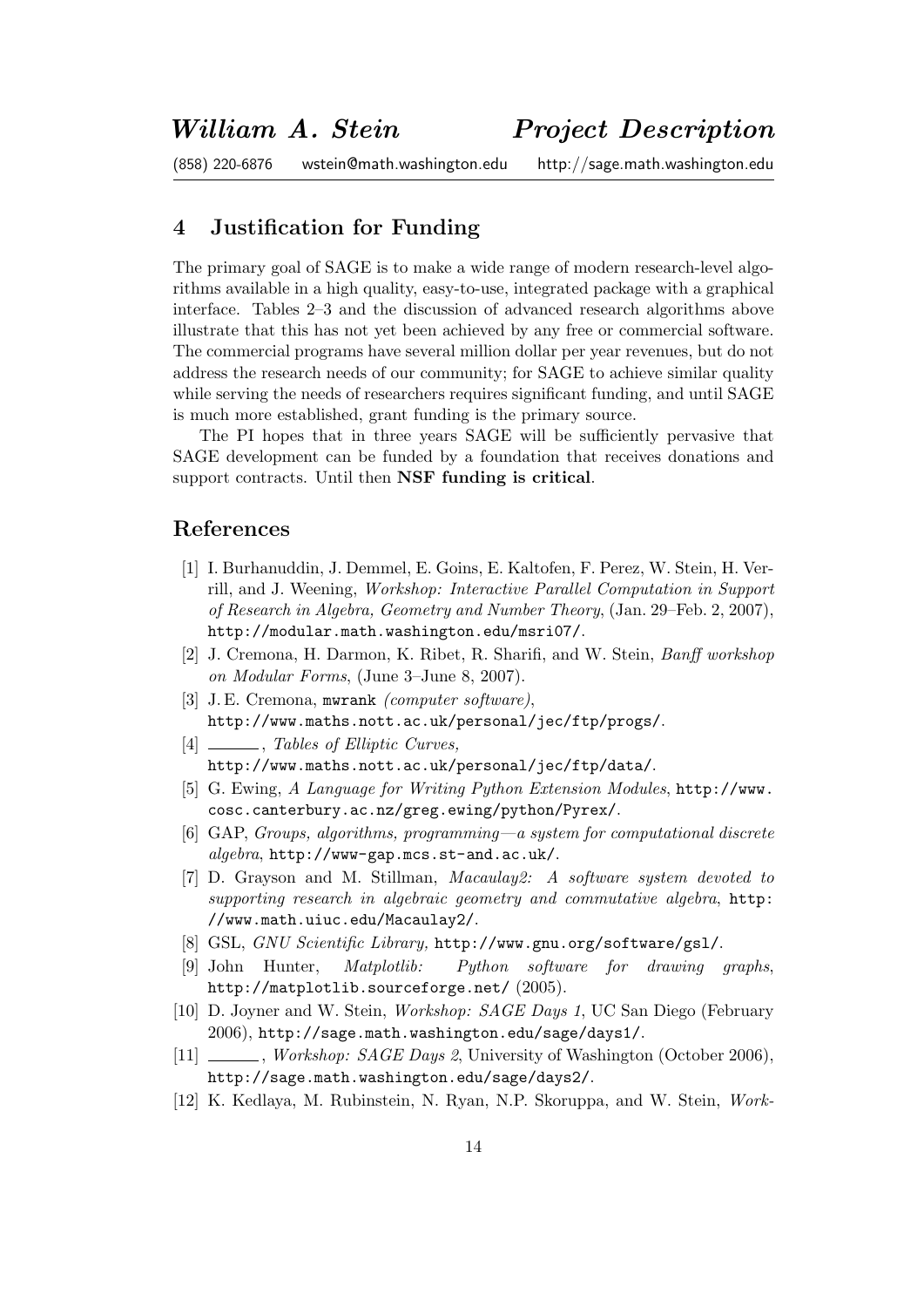## 4 Justification for Funding

The primary goal of SAGE is to make a wide range of modern research-level algorithms available in a high quality, easy-to-use, integrated package with a graphical interface. Tables 2–3 and the discussion of advanced research algorithms above illustrate that this has not yet been achieved by any free or commercial software. The commercial programs have several million dollar per year revenues, but do not address the research needs of our community; for SAGE to achieve similar quality while serving the needs of researchers requires significant funding, and until SAGE is much more established, grant funding is the primary source.

The PI hopes that in three years SAGE will be sufficiently pervasive that SAGE development can be funded by a foundation that receives donations and support contracts. Until then **NSF funding is critical**.

## References

[1] I. Burhanuddin, J. Demmel, E. Goins, E. Kaltofen, F. Perez, W. Stein, H. Verrill, and J. Weening, *Workshop: Interactive Parallel Computation in Support of Research in Algebra, Geometry and Number Theory*, (Jan. 29–Feb. 2, 2007), `http://modular.math.washington.edu/msri07/`.

[2] J. Cremona, H. Darmon, K. Ribet, R. Sharifi, and W. Stein, *Banff workshop on Modular Forms*, (June 3–June 8, 2007).

[3] J. E. Cremona, `mwrank` *(computer software)*, `http://www.maths.nott.ac.uk/personal/jec/ftp/progs/`.

[4] ______, *Tables of Elliptic Curves*, `http://www.maths.nott.ac.uk/personal/jec/ftp/data/`.

[5] G. Ewing, *A Language for Writing Python Extension Modules*, `http://www.cosc.canterbury.ac.nz/greg.ewing/python/Pyrex/`.

[6] GAP, *Groups, algorithms, programming—a system for computational discrete algebra*, `http://www-gap.mcs.st-and.ac.uk/`.

[7] D. Grayson and M. Stillman, *Macaulay2: A software system devoted to supporting research in algebraic geometry and commutative algebra*, `http://www.math.uiuc.edu/Macaulay2/`.

[8] GSL, *GNU Scientific Library*, `http://www.gnu.org/software/gsl/`.

[9] John Hunter, *Matplotlib: Python software for drawing graphs*, `http://matplotlib.sourceforge.net/` (2005).

[10] D. Joyner and W. Stein, *Workshop: SAGE Days 1*, UC San Diego (February 2006), `http://sage.math.washington.edu/sage/days1/`.

[11] ______, *Workshop: SAGE Days 2*, University of Washington (October 2006), `http://sage.math.washington.edu/sage/days2/`.

[12] K. Kedlaya, M. Rubinstein, N. Ryan, N.P. Skoruppa, and W. Stein, *Work-*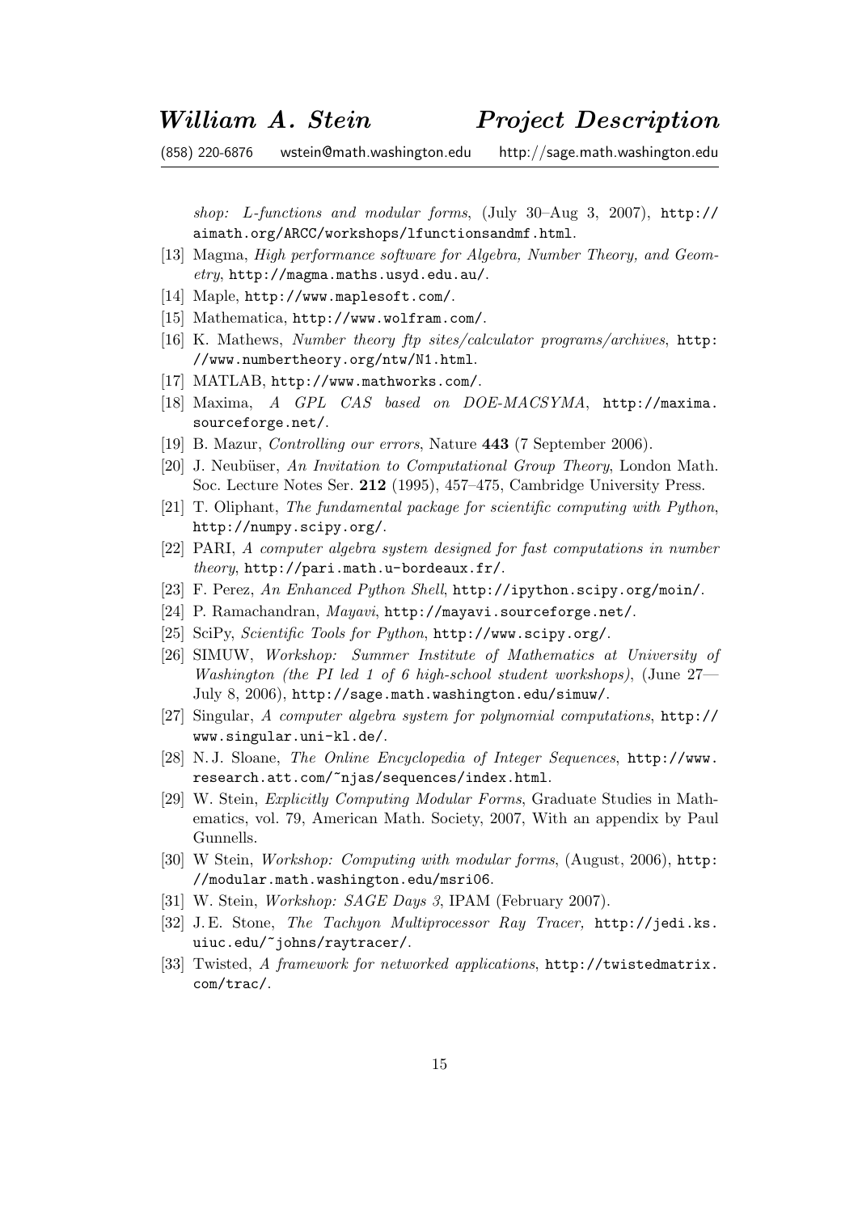*shop: L-functions and modular forms*, (July 30–Aug 3, 2007), http://aimath.org/ARCC/workshops/lfunctionsandmf.html.

[13] Magma, *High performance software for Algebra, Number Theory, and Geometry*, http://magma.maths.usyd.edu.au/.

[14] Maple, http://www.maplesoft.com/.

[15] Mathematica, http://www.wolfram.com/.

[16] K. Mathews, *Number theory ftp sites/calculator programs/archives*, http://www.numbertheory.org/ntw/N1.html.

[17] MATLAB, http://www.mathworks.com/.

[18] Maxima, *A GPL CAS based on DOE-MACSYMA*, http://maxima.sourceforge.net/.

[19] B. Mazur, *Controlling our errors*, Nature **443** (7 September 2006).

[20] J. Neubüser, *An Invitation to Computational Group Theory*, London Math. Soc. Lecture Notes Ser. **212** (1995), 457–475, Cambridge University Press.

[21] T. Oliphant, *The fundamental package for scientific computing with Python*, http://numpy.scipy.org/.

[22] PARI, *A computer algebra system designed for fast computations in number theory*, http://pari.math.u-bordeaux.fr/.

[23] F. Perez, *An Enhanced Python Shell*, http://ipython.scipy.org/moin/.

[24] P. Ramachandran, *Mayavi*, http://mayavi.sourceforge.net/.

[25] SciPy, *Scientific Tools for Python*, http://www.scipy.org/.

[26] SIMUW, *Workshop: Summer Institute of Mathematics at University of Washington (the PI led 1 of 6 high-school student workshops)*, (June 27—July 8, 2006), http://sage.math.washington.edu/simuw/.

[27] Singular, *A computer algebra system for polynomial computations*, http://www.singular.uni-kl.de/.

[28] N. J. Sloane, *The Online Encyclopedia of Integer Sequences*, http://www.research.att.com/~njas/sequences/index.html.

[29] W. Stein, *Explicitly Computing Modular Forms*, Graduate Studies in Mathematics, vol. 79, American Math. Society, 2007, With an appendix by Paul Gunnells.

[30] W Stein, *Workshop: Computing with modular forms*, (August, 2006), http://modular.math.washington.edu/msri06.

[31] W. Stein, *Workshop: SAGE Days 3*, IPAM (February 2007).

[32] J. E. Stone, *The Tachyon Multiprocessor Ray Tracer,* http://jedi.ks.uiuc.edu/~johns/raytracer/.

[33] Twisted, *A framework for networked applications*, http://twistedmatrix.com/trac/.